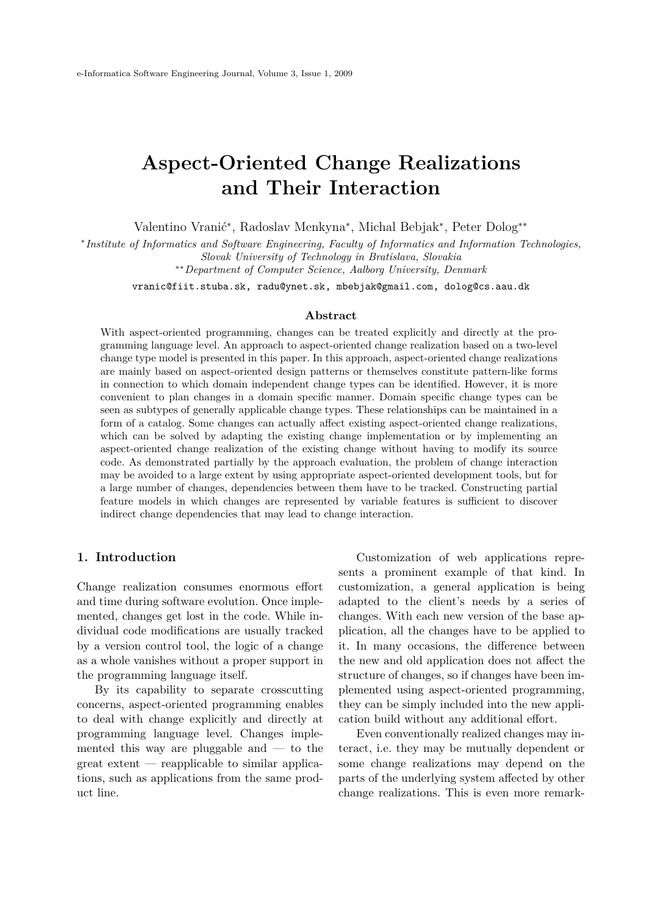# Aspect-Oriented Change Realizations and Their Interaction

Valentino Vranić[*], Radoslav Menkyna[*], Michal Bebjak[*], Peter Dolog[**]

[*] *Institute of Informatics and Software Engineering, Faculty of Informatics and Information Technologies, Slovak University of Technology in Bratislava, Slovakia*

[**] *Department of Computer Science, Aalborg University, Denmark*

`vranic@fiit.stuba.sk, radu@ynet.sk, mbebjak@gmail.com, dolog@cs.aau.dk`

### Abstract

With aspect-oriented programming, changes can be treated explicitly and directly at the programming language level. An approach to aspect-oriented change realization based on a two-level change type model is presented in this paper. In this approach, aspect-oriented change realizations are mainly based on aspect-oriented design patterns or themselves constitute pattern-like forms in connection to which domain independent change types can be identified. However, it is more convenient to plan changes in a domain specific manner. Domain specific change types can be seen as subtypes of generally applicable change types. These relationships can be maintained in a form of a catalog. Some changes can actually affect existing aspect-oriented change realizations, which can be solved by adapting the existing change implementation or by implementing an aspect-oriented change realization of the existing change without having to modify its source code. As demonstrated partially by the approach evaluation, the problem of change interaction may be avoided to a large extent by using appropriate aspect-oriented development tools, but for a large number of changes, dependencies between them have to be tracked. Constructing partial feature models in which changes are represented by variable features is sufficient to discover indirect change dependencies that may lead to change interaction.

## 1. Introduction

Change realization consumes enormous effort and time during software evolution. Once implemented, changes get lost in the code. While individual code modifications are usually tracked by a version control tool, the logic of a change as a whole vanishes without a proper support in the programming language itself.

By its capability to separate crosscutting concerns, aspect-oriented programming enables to deal with change explicitly and directly at programming language level. Changes implemented this way are pluggable and — to the great extent — reapplicable to similar applications, such as applications from the same product line.

Customization of web applications represents a prominent example of that kind. In customization, a general application is being adapted to the client's needs by a series of changes. With each new version of the base application, all the changes have to be applied to it. In many occasions, the difference between the new and old application does not affect the structure of changes, so if changes have been implemented using aspect-oriented programming, they can be simply included into the new application build without any additional effort.

Even conventionally realized changes may interact, i.e. they may be mutually dependent or some change realizations may depend on the parts of the underlying system affected by other change realizations. This is even more remark-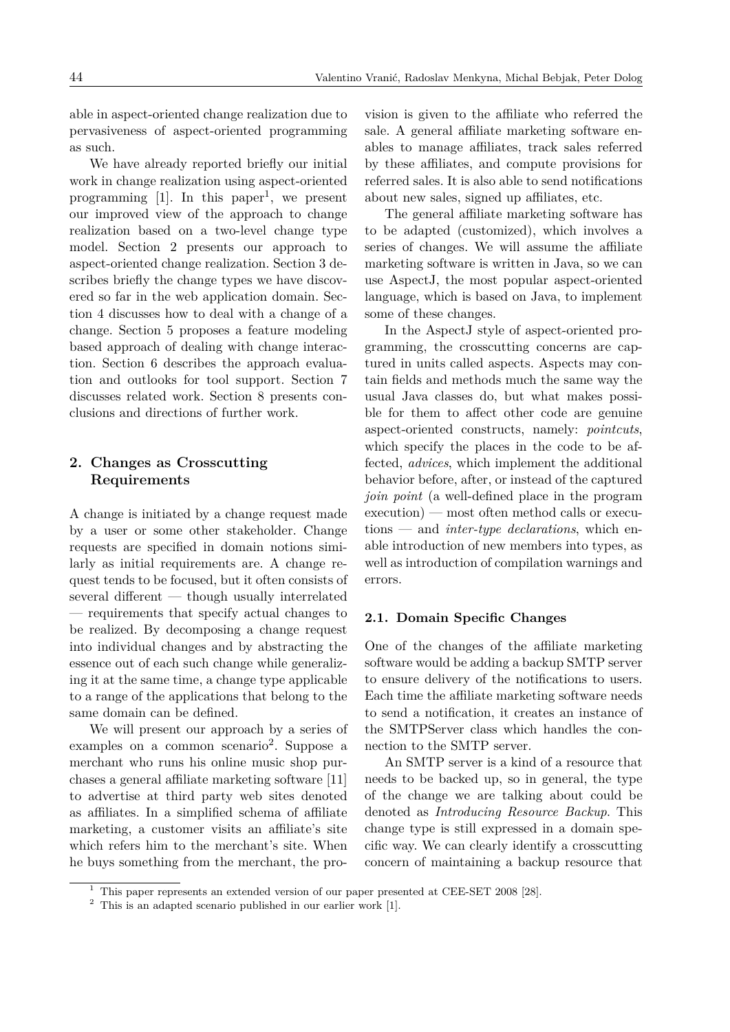able in aspect-oriented change realization due to pervasiveness of aspect-oriented programming as such.

We have already reported briefly our initial work in change realization using aspect-oriented programming [1]. In this paper[1], we present our improved view of the approach to change realization based on a two-level change type model. Section 2 presents our approach to aspect-oriented change realization. Section 3 describes briefly the change types we have discovered so far in the web application domain. Section 4 discusses how to deal with a change of a change. Section 5 proposes a feature modeling based approach of dealing with change interaction. Section 6 describes the approach evaluation and outlooks for tool support. Section 7 discusses related work. Section 8 presents conclusions and directions of further work.

## 2. Changes as Crosscutting Requirements

A change is initiated by a change request made by a user or some other stakeholder. Change requests are specified in domain notions similarly as initial requirements are. A change request tends to be focused, but it often consists of several different — though usually interrelated — requirements that specify actual changes to be realized. By decomposing a change request into individual changes and by abstracting the essence out of each such change while generalizing it at the same time, a change type applicable to a range of the applications that belong to the same domain can be defined.

We will present our approach by a series of examples on a common scenario[2]. Suppose a merchant who runs his online music shop purchases a general affiliate marketing software [11] to advertise at third party web sites denoted as affiliates. In a simplified schema of affiliate marketing, a customer visits an affiliate's site which refers him to the merchant's site. When he buys something from the merchant, the provision is given to the affiliate who referred the sale. A general affiliate marketing software enables to manage affiliates, track sales referred by these affiliates, and compute provisions for referred sales. It is also able to send notifications about new sales, signed up affiliates, etc.

The general affiliate marketing software has to be adapted (customized), which involves a series of changes. We will assume the affiliate marketing software is written in Java, so we can use AspectJ, the most popular aspect-oriented language, which is based on Java, to implement some of these changes.

In the AspectJ style of aspect-oriented programming, the crosscutting concerns are captured in units called aspects. Aspects may contain fields and methods much the same way the usual Java classes do, but what makes possible for them to affect other code are genuine aspect-oriented constructs, namely: *pointcuts*, which specify the places in the code to be affected, *advices*, which implement the additional behavior before, after, or instead of the captured *join point* (a well-defined place in the program execution) — most often method calls or executions — and *inter-type declarations*, which enable introduction of new members into types, as well as introduction of compilation warnings and errors.

### 2.1. Domain Specific Changes

One of the changes of the affiliate marketing software would be adding a backup SMTP server to ensure delivery of the notifications to users. Each time the affiliate marketing software needs to send a notification, it creates an instance of the SMTPServer class which handles the connection to the SMTP server.

An SMTP server is a kind of a resource that needs to be backed up, so in general, the type of the change we are talking about could be denoted as *Introducing Resource Backup*. This change type is still expressed in a domain specific way. We can clearly identify a crosscutting concern of maintaining a backup resource that

[1] This paper represents an extended version of our paper presented at CEE-SET 2008 [28].

[2] This is an adapted scenario published in our earlier work [1].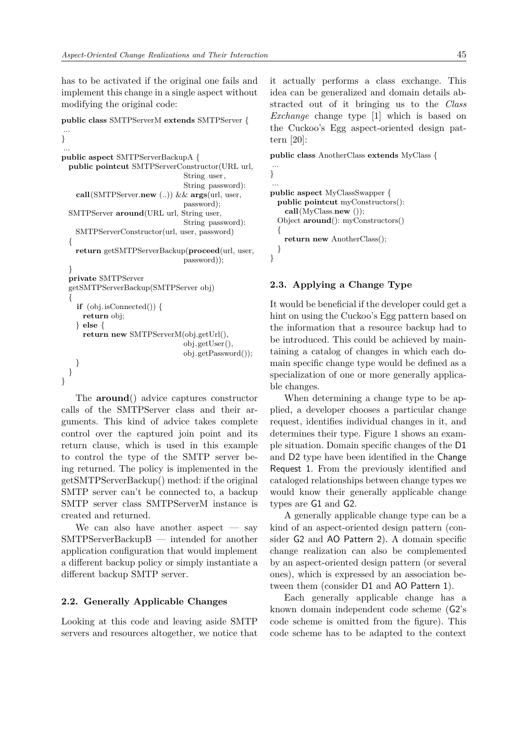has to be activated if the original one fails and implement this change in a single aspect without modifying the original code:

```
public class SMTPServerM extends SMTPServer {
 ...
}
 ...
public aspect SMTPServerBackupA {
  public pointcut SMTPServerConstructor(URL url,
                                  String user,
                                  String password):
    call(SMTPServer.new (..)) && args(url, user,
                                  password);
  SMTPServer around(URL url, String user,
                                  String password):
    SMTPServerConstructor(url, user, password)
  {
    return getSMTPServerBackup(proceed(url, user,
                                  password));
  }
  private SMTPServer
  getSMTPServerBackup(SMTPServer obj)
  {
    if (obj.isConnected()) {
      return obj;
    } else {
      return new SMTPServerM(obj.getUrl(),
                             obj.getUser(),
                             obj.getPassword());
    }
  }
}
```

The **around**() advice captures constructor calls of the SMTPServer class and their arguments. This kind of advice takes complete control over the captured join point and its return clause, which is used in this example to control the type of the SMTP server being returned. The policy is implemented in the getSMTPServerBackup() method: if the original SMTP server can't be connected to, a backup SMTP server class SMTPServerM instance is created and returned.

We can also have another aspect — say SMTPServerBackupB — intended for another application configuration that would implement a different backup policy or simply instantiate a different backup SMTP server.

### 2.2. Generally Applicable Changes

Looking at this code and leaving aside SMTP servers and resources altogether, we notice that it actually performs a class exchange. This idea can be generalized and domain details abstracted out of it bringing us to the *Class Exchange* change type [1] which is based on the Cuckoo's Egg aspect-oriented design pattern [20]:

```
public class AnotherClass extends MyClass {
 ...
}
 ...
public aspect MyClassSwapper {
  public pointcut myConstructors():
    call(MyClass.new ());
  Object around(): myConstructors()
  {
    return new AnotherClass();
  }
}
```

### 2.3. Applying a Change Type

It would be beneficial if the developer could get a hint on using the Cuckoo's Egg pattern based on the information that a resource backup had to be introduced. This could be achieved by maintaining a catalog of changes in which each domain specific change type would be defined as a specialization of one or more generally applicable changes.

When determining a change type to be applied, a developer chooses a particular change request, identifies individual changes in it, and determines their type. Figure 1 shows an example situation. Domain specific changes of the D1 and D2 type have been identified in the Change Request 1. From the previously identified and cataloged relationships between change types we would know their generally applicable change types are G1 and G2.

A generally applicable change type can be a kind of an aspect-oriented design pattern (consider G2 and AO Pattern 2). A domain specific change realization can also be complemented by an aspect-oriented design pattern (or several ones), which is expressed by an association between them (consider D1 and AO Pattern 1).

Each generally applicable change has a known domain independent code scheme (G2's code scheme is omitted from the figure). This code scheme has to be adapted to the context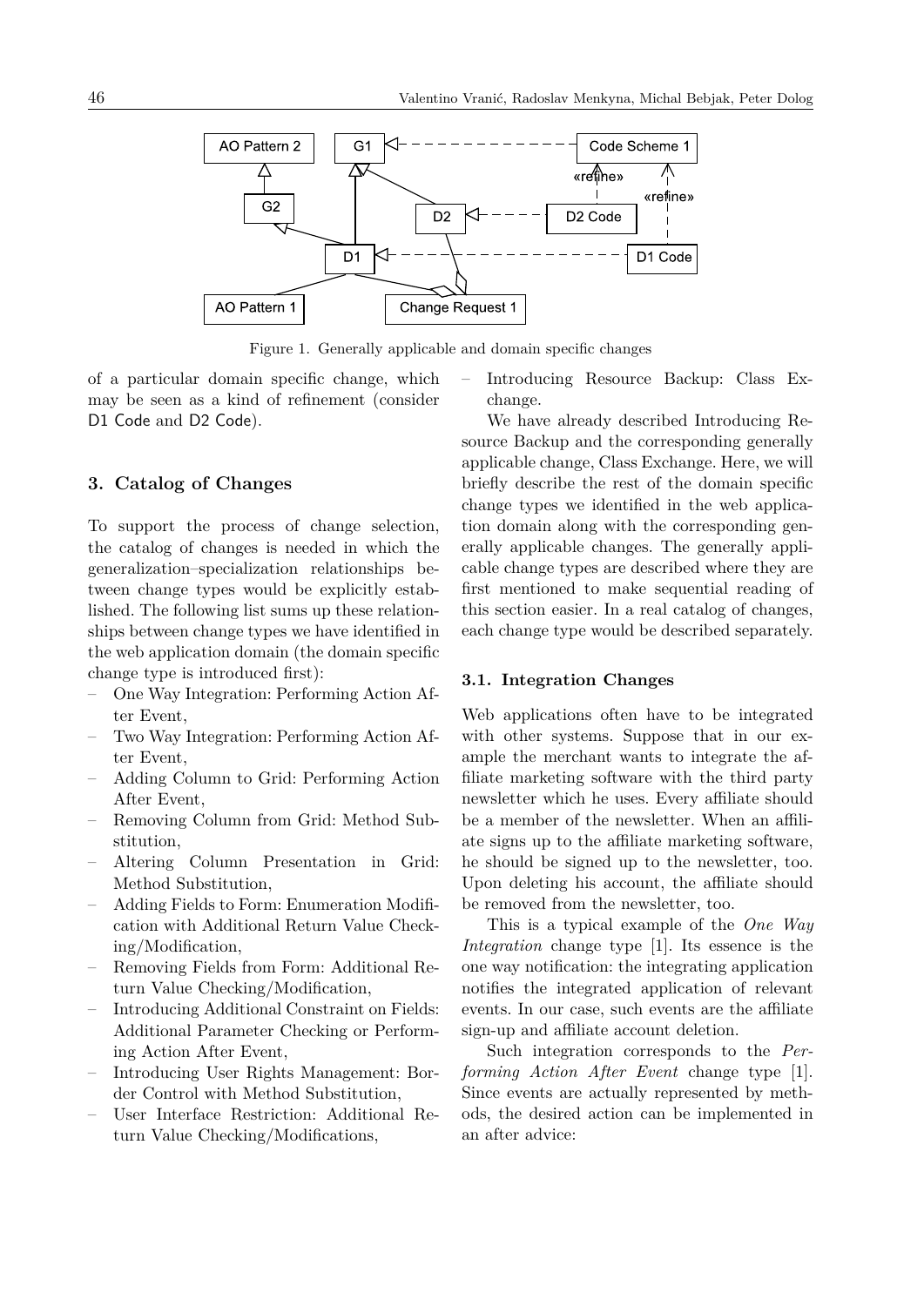AO Pattern 2
G1
Code Scheme 1
«refine»
«refine»
G2
D2
D2 Code
D1
D1 Code
AO Pattern 1
Change Request 1

Figure 1. Generally applicable and domain specific changes

of a particular domain specific change, which may be seen as a kind of refinement (consider D1 Code and D2 Code).

### 3. Catalog of Changes

To support the process of change selection, the catalog of changes is needed in which the generalization–specialization relationships between change types would be explicitly established. The following list sums up these relationships between change types we have identified in the web application domain (the domain specific change type is introduced first):

- One Way Integration: Performing Action After Event,
- Two Way Integration: Performing Action After Event,
- Adding Column to Grid: Performing Action After Event,
- Removing Column from Grid: Method Substitution,
- Altering Column Presentation in Grid: Method Substitution,
- Adding Fields to Form: Enumeration Modification with Additional Return Value Checking/Modification,
- Removing Fields from Form: Additional Return Value Checking/Modification,
- Introducing Additional Constraint on Fields: Additional Parameter Checking or Performing Action After Event,
- Introducing User Rights Management: Border Control with Method Substitution,
- User Interface Restriction: Additional Return Value Checking/Modifications,
- Introducing Resource Backup: Class Exchange.

We have already described Introducing Resource Backup and the corresponding generally applicable change, Class Exchange. Here, we will briefly describe the rest of the domain specific change types we identified in the web application domain along with the corresponding generally applicable changes. The generally applicable change types are described where they are first mentioned to make sequential reading of this section easier. In a real catalog of changes, each change type would be described separately.

#### 3.1. Integration Changes

Web applications often have to be integrated with other systems. Suppose that in our example the merchant wants to integrate the affiliate marketing software with the third party newsletter which he uses. Every affiliate should be a member of the newsletter. When an affiliate signs up to the affiliate marketing software, he should be signed up to the newsletter, too. Upon deleting his account, the affiliate should be removed from the newsletter, too.

This is a typical example of the *One Way Integration* change type [1]. Its essence is the one way notification: the integrating application notifies the integrated application of relevant events. In our case, such events are the affiliate sign-up and affiliate account deletion.

Such integration corresponds to the *Performing Action After Event* change type [1]. Since events are actually represented by methods, the desired action can be implemented in an after advice: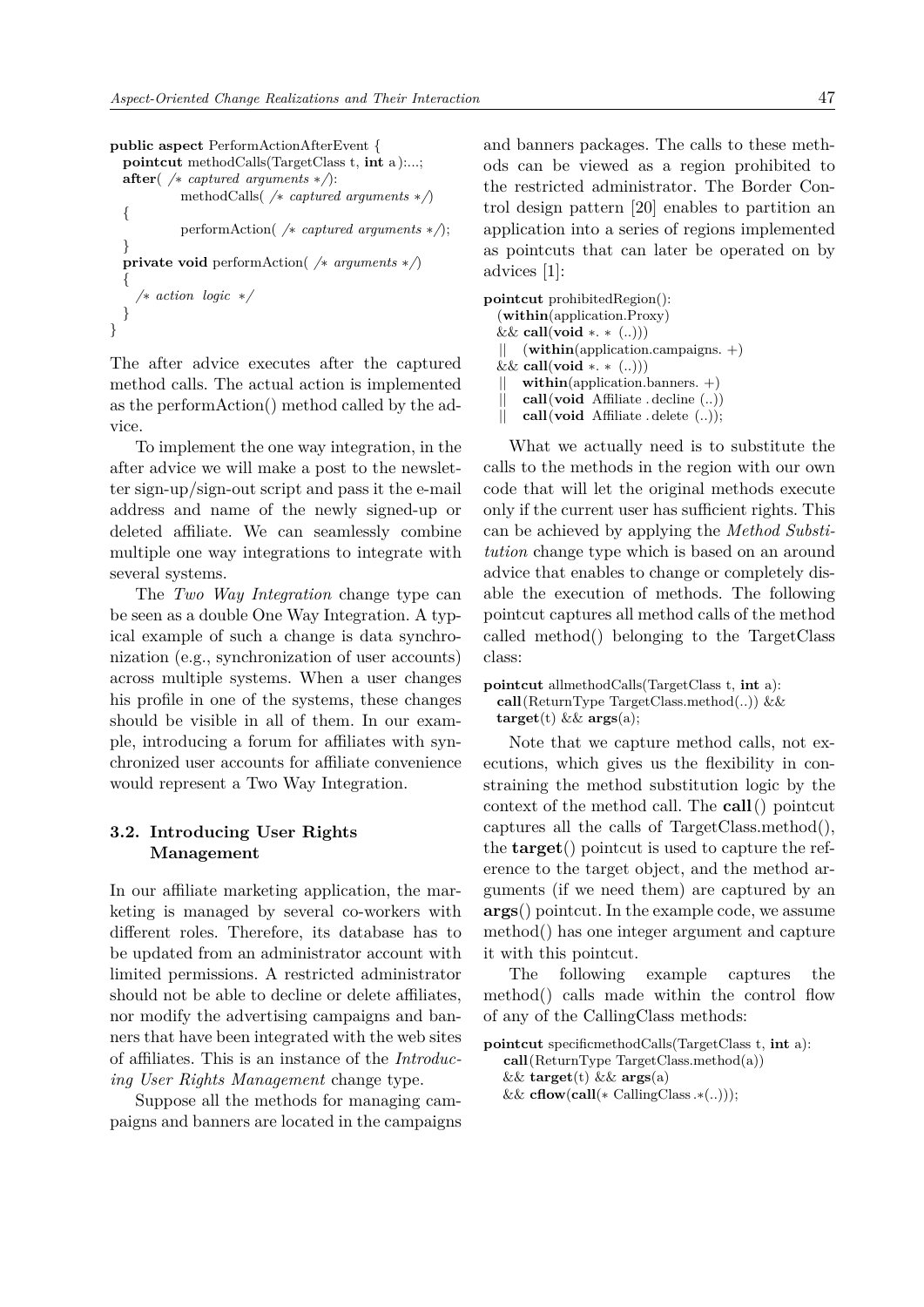```
public aspect PerformActionAfterEvent {
  pointcut methodCalls(TargetClass t, int a):...;
  after( /* captured arguments */):
          methodCalls( /* captured arguments */)
  {
          performAction( /* captured arguments */);
  }
  private void performAction( /* arguments */)
  {
    /* action logic */
  }
}
```

The after advice executes after the captured method calls. The actual action is implemented as the performAction() method called by the advice.

To implement the one way integration, in the after advice we will make a post to the newsletter sign-up/sign-out script and pass it the e-mail address and name of the newly signed-up or deleted affiliate. We can seamlessly combine multiple one way integrations to integrate with several systems.

The *Two Way Integration* change type can be seen as a double One Way Integration. A typical example of such a change is data synchronization (e.g., synchronization of user accounts) across multiple systems. When a user changes his profile in one of the systems, these changes should be visible in all of them. In our example, introducing a forum for affiliates with synchronized user accounts for affiliate convenience would represent a Two Way Integration.

### 3.2. Introducing User Rights Management

In our affiliate marketing application, the marketing is managed by several co-workers with different roles. Therefore, its database has to be updated from an administrator account with limited permissions. A restricted administrator should not be able to decline or delete affiliates, nor modify the advertising campaigns and banners that have been integrated with the web sites of affiliates. This is an instance of the *Introducing User Rights Management* change type.

Suppose all the methods for managing campaigns and banners are located in the campaigns and banners packages. The calls to these methods can be viewed as a region prohibited to the restricted administrator. The Border Control design pattern [20] enables to partition an application into a series of regions implemented as pointcuts that can later be operated on by advices [1]:

```
pointcut prohibitedRegion():
  (within(application.Proxy)
  && call(void *.* (..)))
  || (within(application.campaigns.+)
  && call(void *.* (..)))
  || within(application.banners.+)
  || call(void Affiliate.decline (..))
  || call(void Affiliate.delete (..));
```

What we actually need is to substitute the calls to the methods in the region with our own code that will let the original methods execute only if the current user has sufficient rights. This can be achieved by applying the *Method Substitution* change type which is based on an around advice that enables to change or completely disable the execution of methods. The following pointcut captures all method calls of the method called method() belonging to the TargetClass class:

```
pointcut allmethodCalls(TargetClass t, int a):
  call(ReturnType TargetClass.method(..)) &&
  target(t) && args(a);
```

Note that we capture method calls, not executions, which gives us the flexibility in constraining the method substitution logic by the context of the method call. The **call**() pointcut captures all the calls of TargetClass.method(), the **target**() pointcut is used to capture the reference to the target object, and the method arguments (if we need them) are captured by an **args**() pointcut. In the example code, we assume method() has one integer argument and capture it with this pointcut.

The following example captures the method() calls made within the control flow of any of the CallingClass methods:

```
pointcut specificmethodCalls(TargetClass t, int a):
  call(ReturnType TargetClass.method(a))
  && target(t) && args(a)
  && cflow(call(* CallingClass.*(..)));
```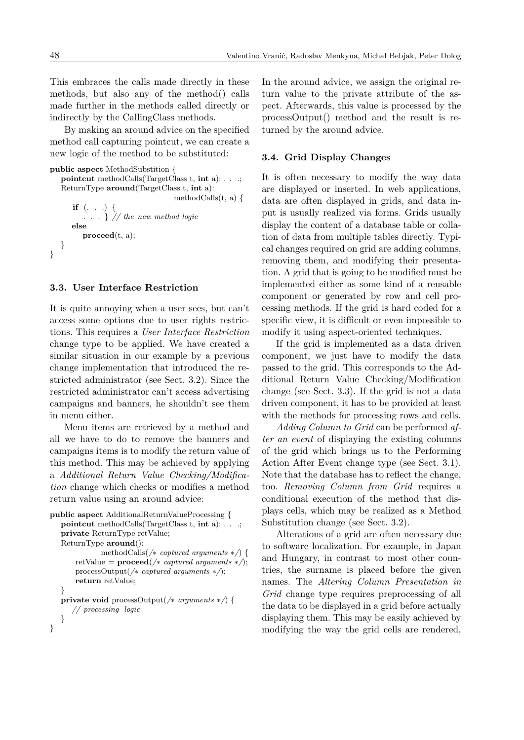This embraces the calls made directly in these methods, but also any of the method() calls made further in the methods called directly or indirectly by the CallingClass methods.

By making an around advice on the specified method call capturing pointcut, we can create a new logic of the method to be substituted:

```
public aspect MethodSubstition {
   pointcut methodCalls(TargetClass t, int a): . . .;
   ReturnType around(TargetClass t, int a):
                                    methodCalls(t, a) {
      if (. . .) {
         . . . } // the new method logic
      else
         proceed(t, a);
   }
}
```

### 3.3. User Interface Restriction

It is quite annoying when a user sees, but can't access some options due to user rights restrictions. This requires a *User Interface Restriction* change type to be applied. We have created a similar situation in our example by a previous change implementation that introduced the restricted administrator (see Sect. 3.2). Since the restricted administrator can't access advertising campaigns and banners, he shouldn't see them in menu either.

Menu items are retrieved by a method and all we have to do to remove the banners and campaigns items is to modify the return value of this method. This may be achieved by applying a *Additional Return Value Checking/Modification* change which checks or modifies a method return value using an around advice:

```
public aspect AdditionalReturnValueProcessing {
   pointcut methodCalls(TargetClass t, int a): . . .;
   private ReturnType retValue;
   ReturnType around():
               methodCalls(/* captured arguments */) {
      retValue = proceed(/* captured arguments */);
      processOutput(/* captured arguments */);
      return retValue;
   }
   private void processOutput(/* arguments */) {
      // processing logic
   }
}
```

In the around advice, we assign the original return value to the private attribute of the aspect. Afterwards, this value is processed by the processOutput() method and the result is returned by the around advice.

### 3.4. Grid Display Changes

It is often necessary to modify the way data are displayed or inserted. In web applications, data are often displayed in grids, and data input is usually realized via forms. Grids usually display the content of a database table or collation of data from multiple tables directly. Typical changes required on grid are adding columns, removing them, and modifying their presentation. A grid that is going to be modified must be implemented either as some kind of a reusable component or generated by row and cell processing methods. If the grid is hard coded for a specific view, it is difficult or even impossible to modify it using aspect-oriented techniques.

If the grid is implemented as a data driven component, we just have to modify the data passed to the grid. This corresponds to the Additional Return Value Checking/Modification change (see Sect. 3.3). If the grid is not a data driven component, it has to be provided at least with the methods for processing rows and cells.

*Adding Column to Grid* can be performed *after an event* of displaying the existing columns of the grid which brings us to the Performing Action After Event change type (see Sect. 3.1). Note that the database has to reflect the change, too. *Removing Column from Grid* requires a conditional execution of the method that displays cells, which may be realized as a Method Substitution change (see Sect. 3.2).

Alterations of a grid are often necessary due to software localization. For example, in Japan and Hungary, in contrast to most other countries, the surname is placed before the given names. The *Altering Column Presentation in Grid* change type requires preprocessing of all the data to be displayed in a grid before actually displaying them. This may be easily achieved by modifying the way the grid cells are rendered,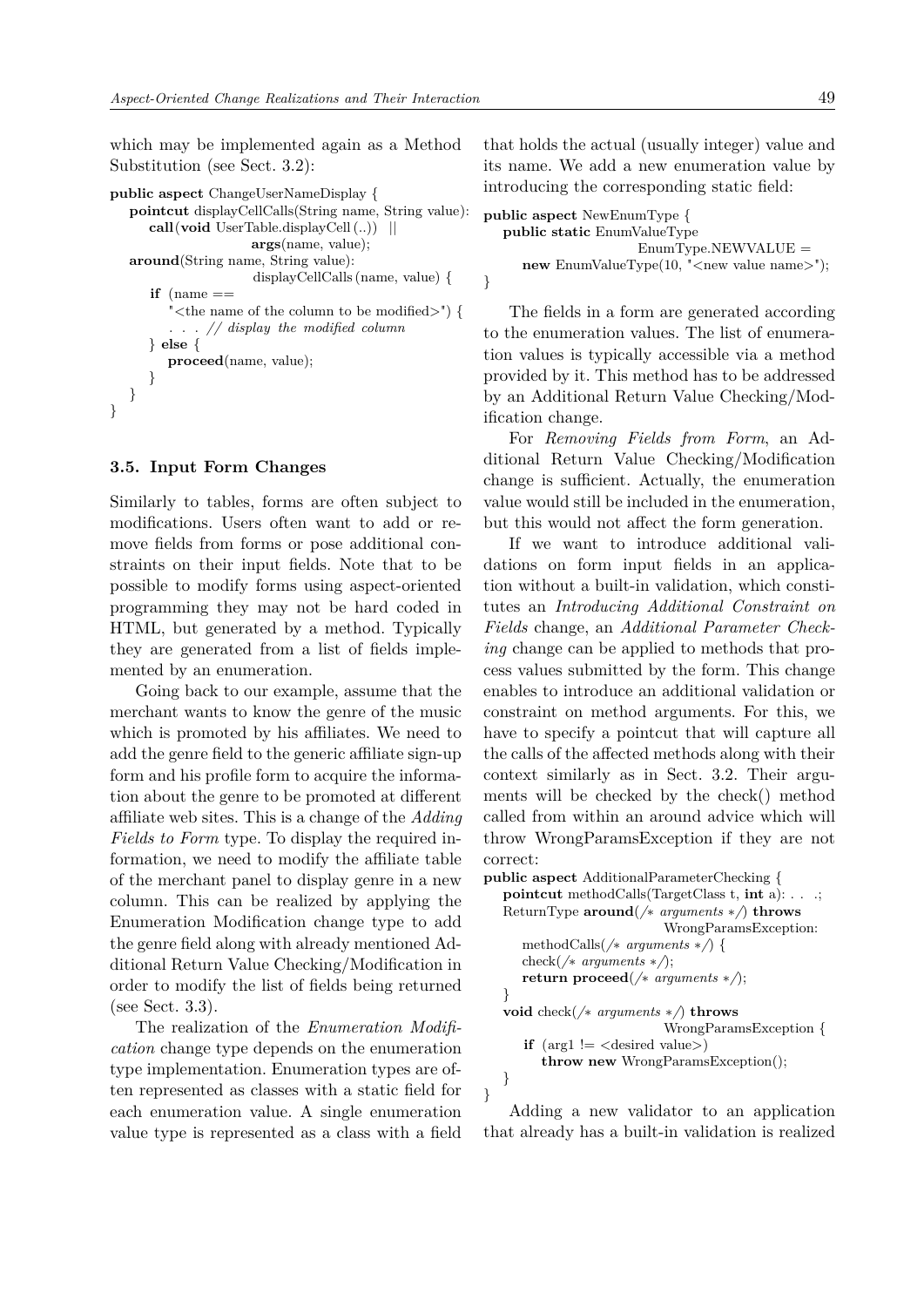which may be implemented again as a Method Substitution (see Sect. 3.2):

```
public aspect ChangeUserNameDisplay {
   pointcut displayCellCalls(String name, String value):
      call(void UserTable.displayCell(..))  ||
                     args(name, value);
   around(String name, String value):
                     displayCellCalls(name, value) {
      if (name ==
         "<the name of the column to be modified>") {
         . . . // display the modified column
      } else {
         proceed(name, value);
      }
   }
}
```

### 3.5. Input Form Changes

Similarly to tables, forms are often subject to modifications. Users often want to add or remove fields from forms or pose additional constraints on their input fields. Note that to be possible to modify forms using aspect-oriented programming they may not be hard coded in HTML, but generated by a method. Typically they are generated from a list of fields implemented by an enumeration.

Going back to our example, assume that the merchant wants to know the genre of the music which is promoted by his affiliates. We need to add the genre field to the generic affiliate sign-up form and his profile form to acquire the information about the genre to be promoted at different affiliate web sites. This is a change of the *Adding Fields to Form* type. To display the required information, we need to modify the affiliate table of the merchant panel to display genre in a new column. This can be realized by applying the Enumeration Modification change type to add the genre field along with already mentioned Additional Return Value Checking/Modification in order to modify the list of fields being returned (see Sect. 3.3).

The realization of the *Enumeration Modification* change type depends on the enumeration type implementation. Enumeration types are often represented as classes with a static field for each enumeration value. A single enumeration value type is represented as a class with a field that holds the actual (usually integer) value and its name. We add a new enumeration value by introducing the corresponding static field:

```
public aspect NewEnumType {
   public static EnumValueType
                     EnumType.NEWVALUE =
      new EnumValueType(10, "<new value name>");
}
```

The fields in a form are generated according to the enumeration values. The list of enumeration values is typically accessible via a method provided by it. This method has to be addressed by an Additional Return Value Checking/Modification change.

For *Removing Fields from Form*, an Additional Return Value Checking/Modification change is sufficient. Actually, the enumeration value would still be included in the enumeration, but this would not affect the form generation.

If we want to introduce additional validations on form input fields in an application without a built-in validation, which constitutes an *Introducing Additional Constraint on Fields* change, an *Additional Parameter Checking* change can be applied to methods that process values submitted by the form. This change enables to introduce an additional validation or constraint on method arguments. For this, we have to specify a pointcut that will capture all the calls of the affected methods along with their context similarly as in Sect. 3.2. Their arguments will be checked by the check() method called from within an around advice which will throw WrongParamsException if they are not correct:

```
public aspect AdditionalParameterChecking {
   pointcut methodCalls(TargetClass t, int a): . . .;
   ReturnType around(/* arguments */) throws
                           WrongParamsException:
      methodCalls(/* arguments */) {
      check(/* arguments */);
      return proceed(/* arguments */);
   }
   void check(/* arguments */) throws
                           WrongParamsException {
      if (arg1 != <desired value>)
         throw new WrongParamsException();
   }
}
```

Adding a new validator to an application that already has a built-in validation is realized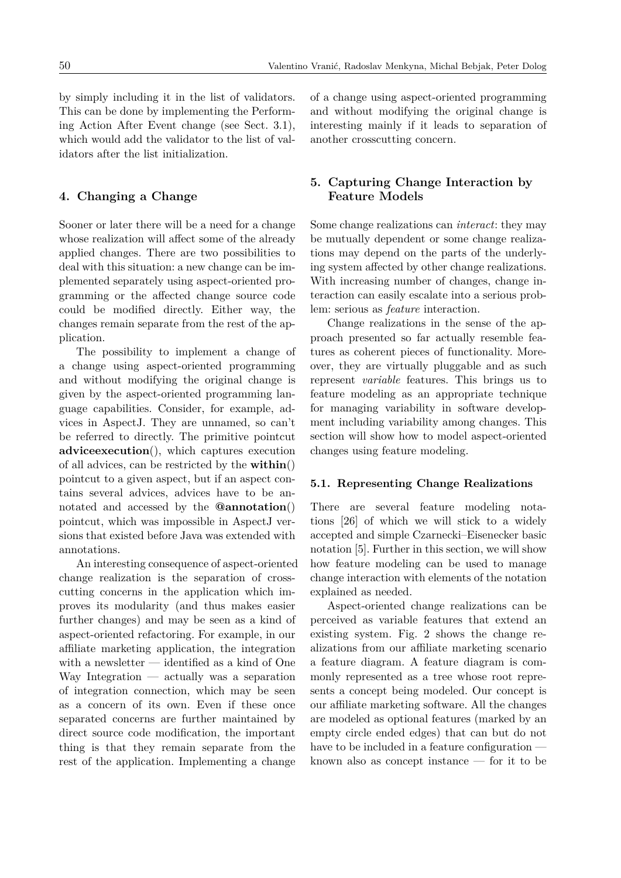by simply including it in the list of validators. This can be done by implementing the Performing Action After Event change (see Sect. 3.1), which would add the validator to the list of validators after the list initialization.

## 4. Changing a Change

Sooner or later there will be a need for a change whose realization will affect some of the already applied changes. There are two possibilities to deal with this situation: a new change can be implemented separately using aspect-oriented programming or the affected change source code could be modified directly. Either way, the changes remain separate from the rest of the application.

The possibility to implement a change of a change using aspect-oriented programming and without modifying the original change is given by the aspect-oriented programming language capabilities. Consider, for example, advices in AspectJ. They are unnamed, so can't be referred to directly. The primitive pointcut **adviceexecution**(), which captures execution of all advices, can be restricted by the **within**() pointcut to a given aspect, but if an aspect contains several advices, advices have to be annotated and accessed by the **@annotation**() pointcut, which was impossible in AspectJ versions that existed before Java was extended with annotations.

An interesting consequence of aspect-oriented change realization is the separation of crosscutting concerns in the application which improves its modularity (and thus makes easier further changes) and may be seen as a kind of aspect-oriented refactoring. For example, in our affiliate marketing application, the integration with a newsletter — identified as a kind of One Way Integration — actually was a separation of integration connection, which may be seen as a concern of its own. Even if these once separated concerns are further maintained by direct source code modification, the important thing is that they remain separate from the rest of the application. Implementing a change of a change using aspect-oriented programming and without modifying the original change is interesting mainly if it leads to separation of another crosscutting concern.

## 5. Capturing Change Interaction by Feature Models

Some change realizations can *interact*: they may be mutually dependent or some change realizations may depend on the parts of the underlying system affected by other change realizations. With increasing number of changes, change interaction can easily escalate into a serious problem: serious as *feature* interaction.

Change realizations in the sense of the approach presented so far actually resemble features as coherent pieces of functionality. Moreover, they are virtually pluggable and as such represent *variable* features. This brings us to feature modeling as an appropriate technique for managing variability in software development including variability among changes. This section will show how to model aspect-oriented changes using feature modeling.

### 5.1. Representing Change Realizations

There are several feature modeling notations [26] of which we will stick to a widely accepted and simple Czarnecki–Eisenecker basic notation [5]. Further in this section, we will show how feature modeling can be used to manage change interaction with elements of the notation explained as needed.

Aspect-oriented change realizations can be perceived as variable features that extend an existing system. Fig. 2 shows the change realizations from our affiliate marketing scenario a feature diagram. A feature diagram is commonly represented as a tree whose root represents a concept being modeled. Our concept is our affiliate marketing software. All the changes are modeled as optional features (marked by an empty circle ended edges) that can but do not have to be included in a feature configuration — known also as concept instance — for it to be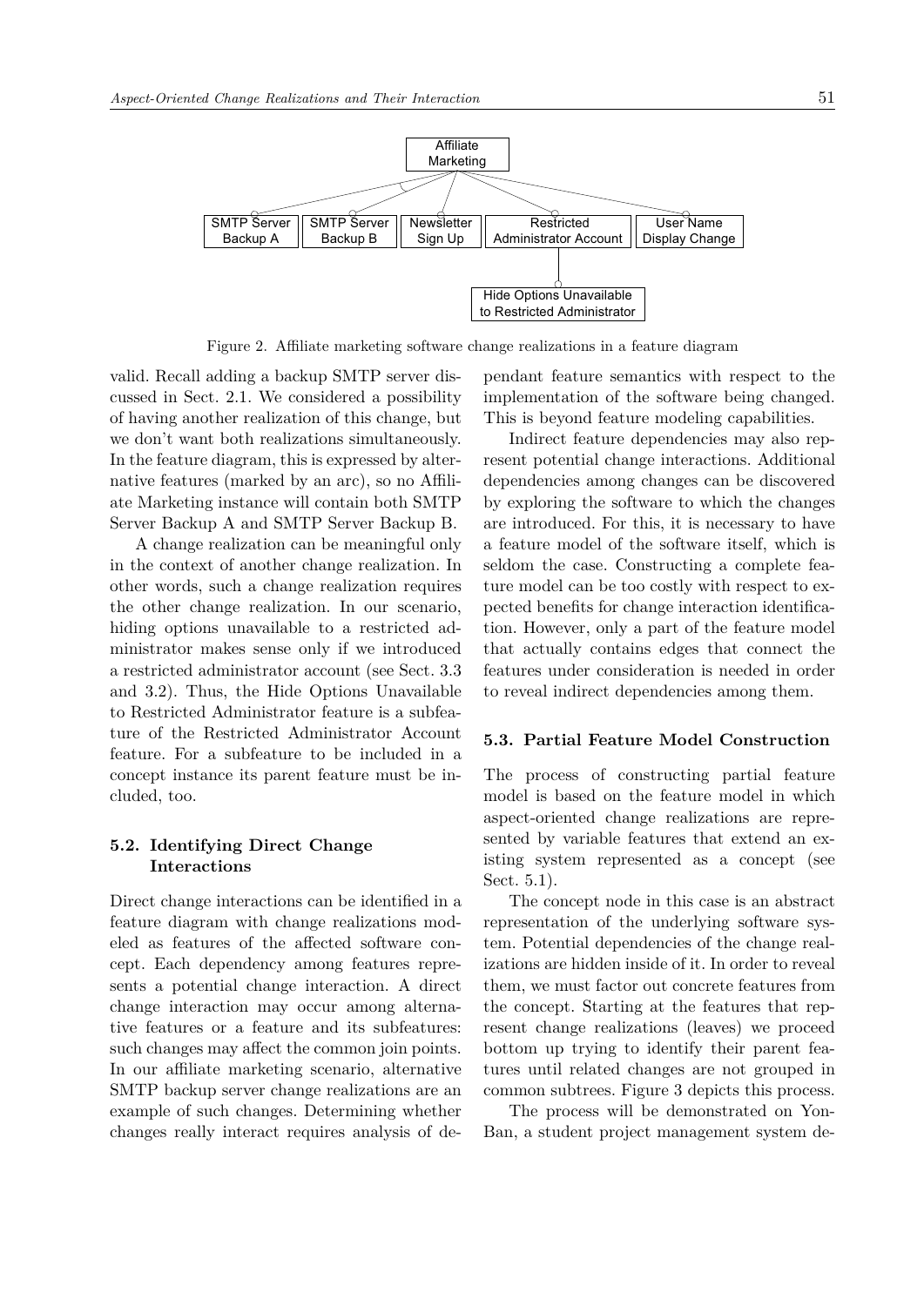Affiliate Marketing

SMTP Server Backup A | SMTP Server Backup B | Newsletter Sign Up | Restricted Administrator Account | User Name Display Change

Hide Options Unavailable to Restricted Administrator

Figure 2. Affiliate marketing software change realizations in a feature diagram

valid. Recall adding a backup SMTP server discussed in Sect. 2.1. We considered a possibility of having another realization of this change, but we don't want both realizations simultaneously. In the feature diagram, this is expressed by alternative features (marked by an arc), so no Affiliate Marketing instance will contain both SMTP Server Backup A and SMTP Server Backup B.

A change realization can be meaningful only in the context of another change realization. In other words, such a change realization requires the other change realization. In our scenario, hiding options unavailable to a restricted administrator makes sense only if we introduced a restricted administrator account (see Sect. 3.3 and 3.2). Thus, the Hide Options Unavailable to Restricted Administrator feature is a subfeature of the Restricted Administrator Account feature. For a subfeature to be included in a concept instance its parent feature must be included, too.

### 5.2. Identifying Direct Change Interactions

Direct change interactions can be identified in a feature diagram with change realizations modeled as features of the affected software concept. Each dependency among features represents a potential change interaction. A direct change interaction may occur among alternative features or a feature and its subfeatures: such changes may affect the common join points. In our affiliate marketing scenario, alternative SMTP backup server change realizations are an example of such changes. Determining whether changes really interact requires analysis of dependant feature semantics with respect to the implementation of the software being changed. This is beyond feature modeling capabilities.

Indirect feature dependencies may also represent potential change interactions. Additional dependencies among changes can be discovered by exploring the software to which the changes are introduced. For this, it is necessary to have a feature model of the software itself, which is seldom the case. Constructing a complete feature model can be too costly with respect to expected benefits for change interaction identification. However, only a part of the feature model that actually contains edges that connect the features under consideration is needed in order to reveal indirect dependencies among them.

### 5.3. Partial Feature Model Construction

The process of constructing partial feature model is based on the feature model in which aspect-oriented change realizations are represented by variable features that extend an existing system represented as a concept (see Sect. 5.1).

The concept node in this case is an abstract representation of the underlying software system. Potential dependencies of the change realizations are hidden inside of it. In order to reveal them, we must factor out concrete features from the concept. Starting at the features that represent change realizations (leaves) we proceed bottom up trying to identify their parent features until related changes are not grouped in common subtrees. Figure 3 depicts this process.

The process will be demonstrated on YonBan, a student project management system de-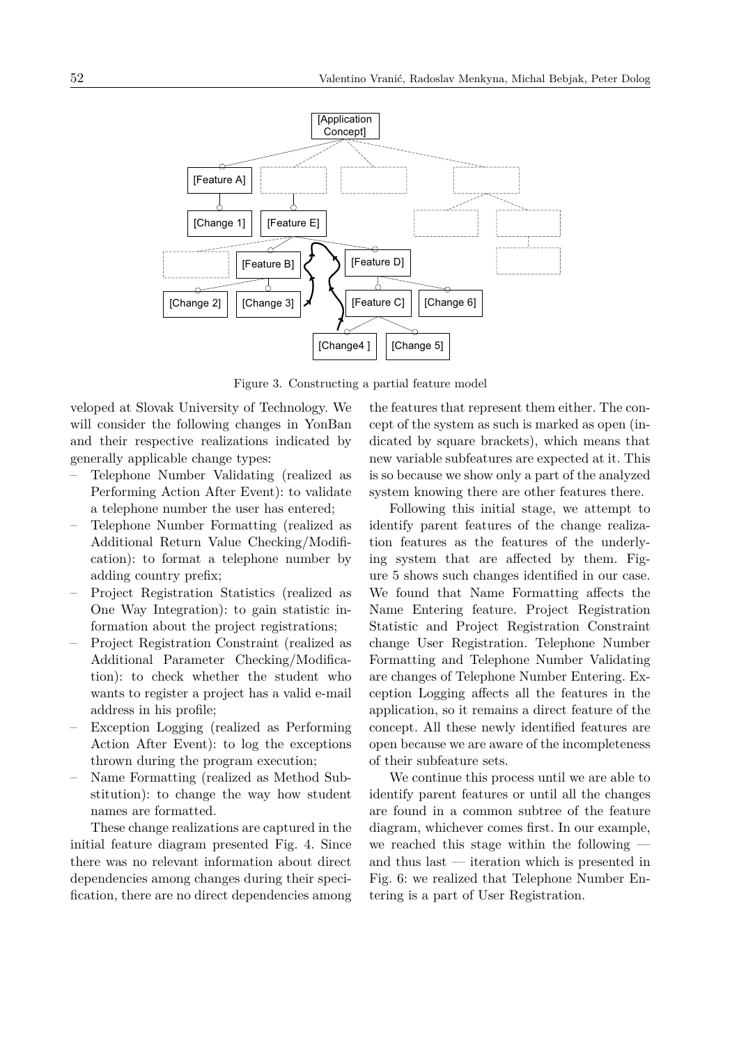Figure 3. Constructing a partial feature model

veloped at Slovak University of Technology. We will consider the following changes in YonBan and their respective realizations indicated by generally applicable change types:

- Telephone Number Validating (realized as Performing Action After Event): to validate a telephone number the user has entered;
- Telephone Number Formatting (realized as Additional Return Value Checking/Modification): to format a telephone number by adding country prefix;
- Project Registration Statistics (realized as One Way Integration): to gain statistic information about the project registrations;
- Project Registration Constraint (realized as Additional Parameter Checking/Modification): to check whether the student who wants to register a project has a valid e-mail address in his profile;
- Exception Logging (realized as Performing Action After Event): to log the exceptions thrown during the program execution;
- Name Formatting (realized as Method Substitution): to change the way how student names are formatted.

These change realizations are captured in the initial feature diagram presented Fig. 4. Since there was no relevant information about direct dependencies among changes during their specification, there are no direct dependencies among the features that represent them either. The concept of the system as such is marked as open (indicated by square brackets), which means that new variable subfeatures are expected at it. This is so because we show only a part of the analyzed system knowing there are other features there.

Following this initial stage, we attempt to identify parent features of the change realization features as the features of the underlying system that are affected by them. Figure 5 shows such changes identified in our case. We found that Name Formatting affects the Name Entering feature. Project Registration Statistic and Project Registration Constraint change User Registration. Telephone Number Formatting and Telephone Number Validating are changes of Telephone Number Entering. Exception Logging affects all the features in the application, so it remains a direct feature of the concept. All these newly identified features are open because we are aware of the incompleteness of their subfeature sets.

We continue this process until we are able to identify parent features or until all the changes are found in a common subtree of the feature diagram, whichever comes first. In our example, we reached this stage within the following — and thus last — iteration which is presented in Fig. 6: we realized that Telephone Number Entering is a part of User Registration.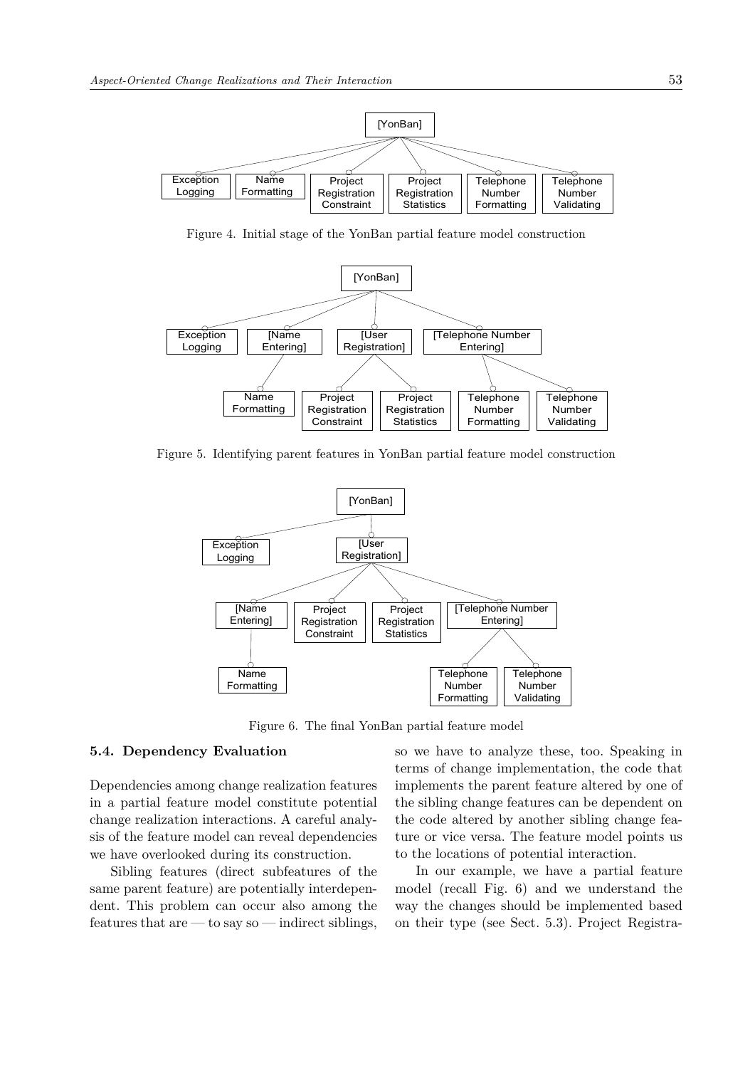Figure 4. Initial stage of the YonBan partial feature model construction

Figure 5. Identifying parent features in YonBan partial feature model construction

Figure 6. The final YonBan partial feature model

### 5.4. Dependency Evaluation

Dependencies among change realization features in a partial feature model constitute potential change realization interactions. A careful analysis of the feature model can reveal dependencies we have overlooked during its construction.

Sibling features (direct subfeatures of the same parent feature) are potentially interdependent. This problem can occur also among the features that are — to say so — indirect siblings, so we have to analyze these, too. Speaking in terms of change implementation, the code that implements the parent feature altered by one of the sibling change features can be dependent on the code altered by another sibling change feature or vice versa. The feature model points us to the locations of potential interaction.

In our example, we have a partial feature model (recall Fig. 6) and we understand the way the changes should be implemented based on their type (see Sect. 5.3). Project Registra-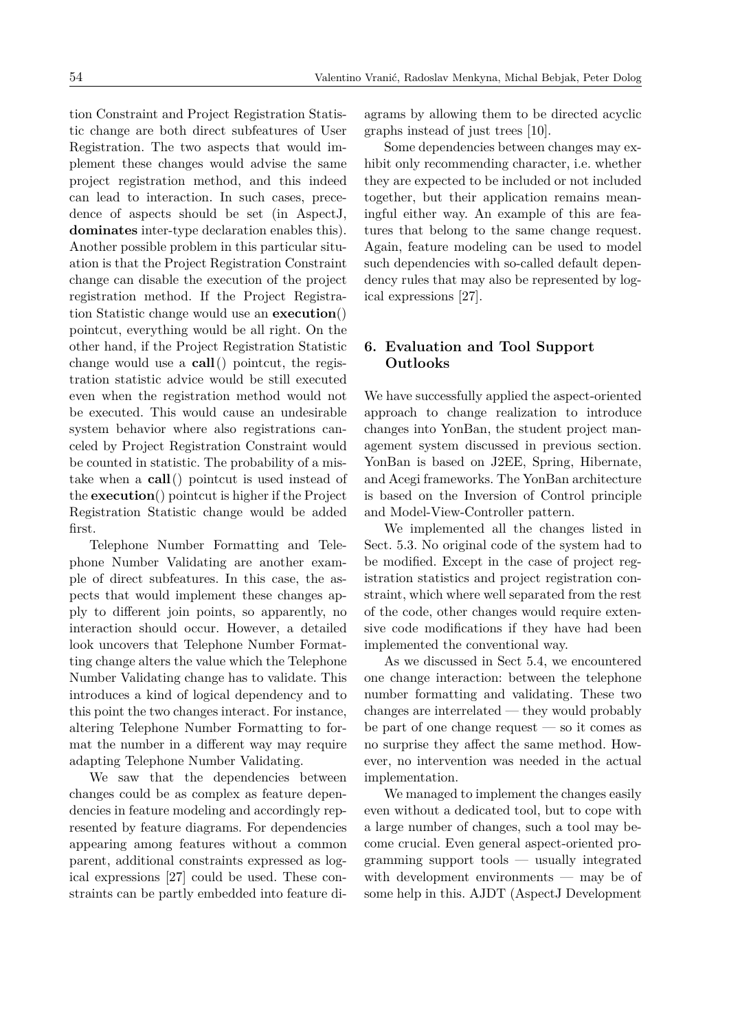tion Constraint and Project Registration Statistic change are both direct subfeatures of User Registration. The two aspects that would implement these changes would advise the same project registration method, and this indeed can lead to interaction. In such cases, precedence of aspects should be set (in AspectJ, **dominates** inter-type declaration enables this). Another possible problem in this particular situation is that the Project Registration Constraint change can disable the execution of the project registration method. If the Project Registration Statistic change would use an **execution**() pointcut, everything would be all right. On the other hand, if the Project Registration Statistic change would use a **call**() pointcut, the registration statistic advice would be still executed even when the registration method would not be executed. This would cause an undesirable system behavior where also registrations canceled by Project Registration Constraint would be counted in statistic. The probability of a mistake when a **call**() pointcut is used instead of the **execution**() pointcut is higher if the Project Registration Statistic change would be added first.

Telephone Number Formatting and Telephone Number Validating are another example of direct subfeatures. In this case, the aspects that would implement these changes apply to different join points, so apparently, no interaction should occur. However, a detailed look uncovers that Telephone Number Formatting change alters the value which the Telephone Number Validating change has to validate. This introduces a kind of logical dependency and to this point the two changes interact. For instance, altering Telephone Number Formatting to format the number in a different way may require adapting Telephone Number Validating.

We saw that the dependencies between changes could be as complex as feature dependencies in feature modeling and accordingly represented by feature diagrams. For dependencies appearing among features without a common parent, additional constraints expressed as logical expressions [27] could be used. These constraints can be partly embedded into feature diagrams by allowing them to be directed acyclic graphs instead of just trees [10].

Some dependencies between changes may exhibit only recommending character, i.e. whether they are expected to be included or not included together, but their application remains meaningful either way. An example of this are features that belong to the same change request. Again, feature modeling can be used to model such dependencies with so-called default dependency rules that may also be represented by logical expressions [27].

## 6. Evaluation and Tool Support Outlooks

We have successfully applied the aspect-oriented approach to change realization to introduce changes into YonBan, the student project management system discussed in previous section. YonBan is based on J2EE, Spring, Hibernate, and Acegi frameworks. The YonBan architecture is based on the Inversion of Control principle and Model-View-Controller pattern.

We implemented all the changes listed in Sect. 5.3. No original code of the system had to be modified. Except in the case of project registration statistics and project registration constraint, which where well separated from the rest of the code, other changes would require extensive code modifications if they have had been implemented the conventional way.

As we discussed in Sect 5.4, we encountered one change interaction: between the telephone number formatting and validating. These two changes are interrelated — they would probably be part of one change request — so it comes as no surprise they affect the same method. However, no intervention was needed in the actual implementation.

We managed to implement the changes easily even without a dedicated tool, but to cope with a large number of changes, such a tool may become crucial. Even general aspect-oriented programming support tools — usually integrated with development environments — may be of some help in this. AJDT (AspectJ Development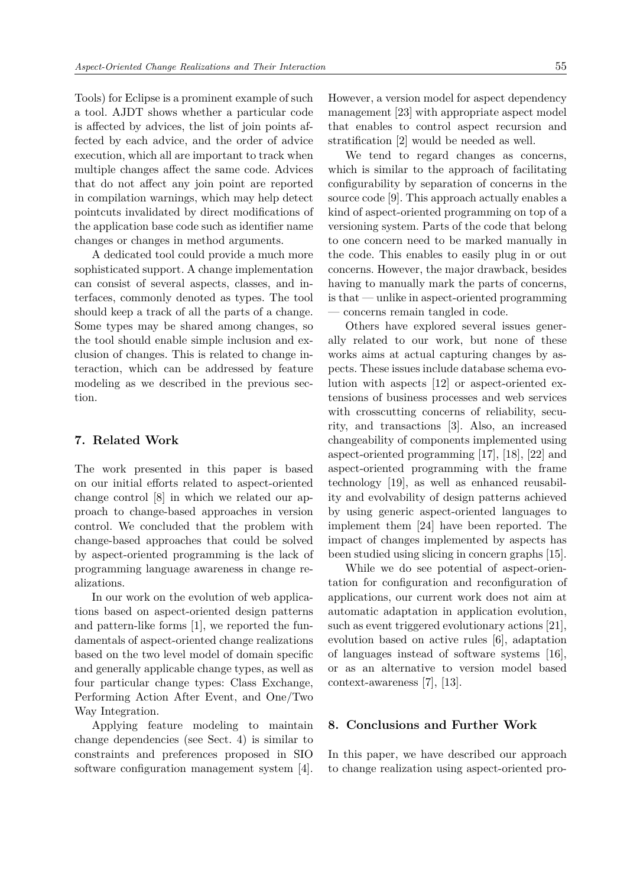Tools) for Eclipse is a prominent example of such a tool. AJDT shows whether a particular code is affected by advices, the list of join points affected by each advice, and the order of advice execution, which all are important to track when multiple changes affect the same code. Advices that do not affect any join point are reported in compilation warnings, which may help detect pointcuts invalidated by direct modifications of the application base code such as identifier name changes or changes in method arguments.

A dedicated tool could provide a much more sophisticated support. A change implementation can consist of several aspects, classes, and interfaces, commonly denoted as types. The tool should keep a track of all the parts of a change. Some types may be shared among changes, so the tool should enable simple inclusion and exclusion of changes. This is related to change interaction, which can be addressed by feature modeling as we described in the previous section.

## 7. Related Work

The work presented in this paper is based on our initial efforts related to aspect-oriented change control [8] in which we related our approach to change-based approaches in version control. We concluded that the problem with change-based approaches that could be solved by aspect-oriented programming is the lack of programming language awareness in change realizations.

In our work on the evolution of web applications based on aspect-oriented design patterns and pattern-like forms [1], we reported the fundamentals of aspect-oriented change realizations based on the two level model of domain specific and generally applicable change types, as well as four particular change types: Class Exchange, Performing Action After Event, and One/Two Way Integration.

Applying feature modeling to maintain change dependencies (see Sect. 4) is similar to constraints and preferences proposed in SIO software configuration management system [4]. However, a version model for aspect dependency management [23] with appropriate aspect model that enables to control aspect recursion and stratification [2] would be needed as well.

We tend to regard changes as concerns, which is similar to the approach of facilitating configurability by separation of concerns in the source code [9]. This approach actually enables a kind of aspect-oriented programming on top of a versioning system. Parts of the code that belong to one concern need to be marked manually in the code. This enables to easily plug in or out concerns. However, the major drawback, besides having to manually mark the parts of concerns, is that — unlike in aspect-oriented programming — concerns remain tangled in code.

Others have explored several issues generally related to our work, but none of these works aims at actual capturing changes by aspects. These issues include database schema evolution with aspects [12] or aspect-oriented extensions of business processes and web services with crosscutting concerns of reliability, security, and transactions [3]. Also, an increased changeability of components implemented using aspect-oriented programming [17], [18], [22] and aspect-oriented programming with the frame technology [19], as well as enhanced reusability and evolvability of design patterns achieved by using generic aspect-oriented languages to implement them [24] have been reported. The impact of changes implemented by aspects has been studied using slicing in concern graphs [15].

While we do see potential of aspect-orientation for configuration and reconfiguration of applications, our current work does not aim at automatic adaptation in application evolution, such as event triggered evolutionary actions [21], evolution based on active rules [6], adaptation of languages instead of software systems [16], or as an alternative to version model based context-awareness [7], [13].

## 8. Conclusions and Further Work

In this paper, we have described our approach to change realization using aspect-oriented pro-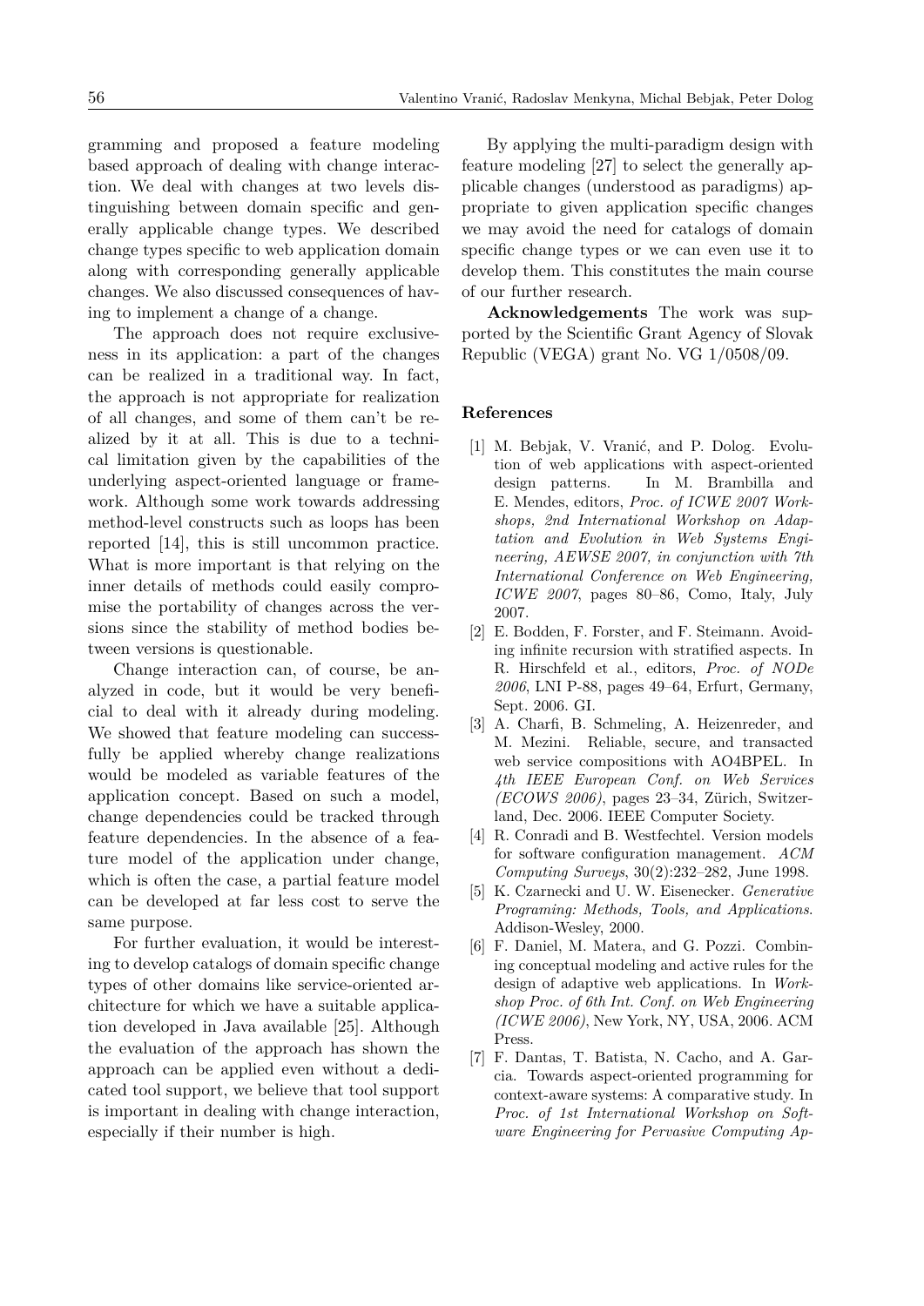gramming and proposed a feature modeling based approach of dealing with change interaction. We deal with changes at two levels distinguishing between domain specific and generally applicable change types. We described change types specific to web application domain along with corresponding generally applicable changes. We also discussed consequences of having to implement a change of a change.

The approach does not require exclusiveness in its application: a part of the changes can be realized in a traditional way. In fact, the approach is not appropriate for realization of all changes, and some of them can't be realized by it at all. This is due to a technical limitation given by the capabilities of the underlying aspect-oriented language or framework. Although some work towards addressing method-level constructs such as loops has been reported [14], this is still uncommon practice. What is more important is that relying on the inner details of methods could easily compromise the portability of changes across the versions since the stability of method bodies between versions is questionable.

Change interaction can, of course, be analyzed in code, but it would be very beneficial to deal with it already during modeling. We showed that feature modeling can successfully be applied whereby change realizations would be modeled as variable features of the application concept. Based on such a model, change dependencies could be tracked through feature dependencies. In the absence of a feature model of the application under change, which is often the case, a partial feature model can be developed at far less cost to serve the same purpose.

For further evaluation, it would be interesting to develop catalogs of domain specific change types of other domains like service-oriented architecture for which we have a suitable application developed in Java available [25]. Although the evaluation of the approach has shown the approach can be applied even without a dedicated tool support, we believe that tool support is important in dealing with change interaction, especially if their number is high.

By applying the multi-paradigm design with feature modeling [27] to select the generally applicable changes (understood as paradigms) appropriate to given application specific changes we may avoid the need for catalogs of domain specific change types or we can even use it to develop them. This constitutes the main course of our further research.

**Acknowledgements** The work was supported by the Scientific Grant Agency of Slovak Republic (VEGA) grant No. VG 1/0508/09.

## References

[1] M. Bebjak, V. Vranić, and P. Dolog. Evolution of web applications with aspect-oriented design patterns. In M. Brambilla and E. Mendes, editors, *Proc. of ICWE 2007 Workshops, 2nd International Workshop on Adaptation and Evolution in Web Systems Engineering, AEWSE 2007, in conjunction with 7th International Conference on Web Engineering, ICWE 2007*, pages 80–86, Como, Italy, July 2007.

[2] E. Bodden, F. Forster, and F. Steimann. Avoiding infinite recursion with stratified aspects. In R. Hirschfeld et al., editors, *Proc. of NODe 2006*, LNI P-88, pages 49–64, Erfurt, Germany, Sept. 2006. GI.

[3] A. Charfi, B. Schmeling, A. Heizenreder, and M. Mezini. Reliable, secure, and transacted web service compositions with AO4BPEL. In *4th IEEE European Conf. on Web Services (ECOWS 2006)*, pages 23–34, Zürich, Switzerland, Dec. 2006. IEEE Computer Society.

[4] R. Conradi and B. Westfechtel. Version models for software configuration management. *ACM Computing Surveys*, 30(2):232–282, June 1998.

[5] K. Czarnecki and U. W. Eisenecker. *Generative Programing: Methods, Tools, and Applications*. Addison-Wesley, 2000.

[6] F. Daniel, M. Matera, and G. Pozzi. Combining conceptual modeling and active rules for the design of adaptive web applications. In *Workshop Proc. of 6th Int. Conf. on Web Engineering (ICWE 2006)*, New York, NY, USA, 2006. ACM Press.

[7] F. Dantas, T. Batista, N. Cacho, and A. Garcia. Towards aspect-oriented programming for context-aware systems: A comparative study. In *Proc. of 1st International Workshop on Software Engineering for Pervasive Computing Ap-*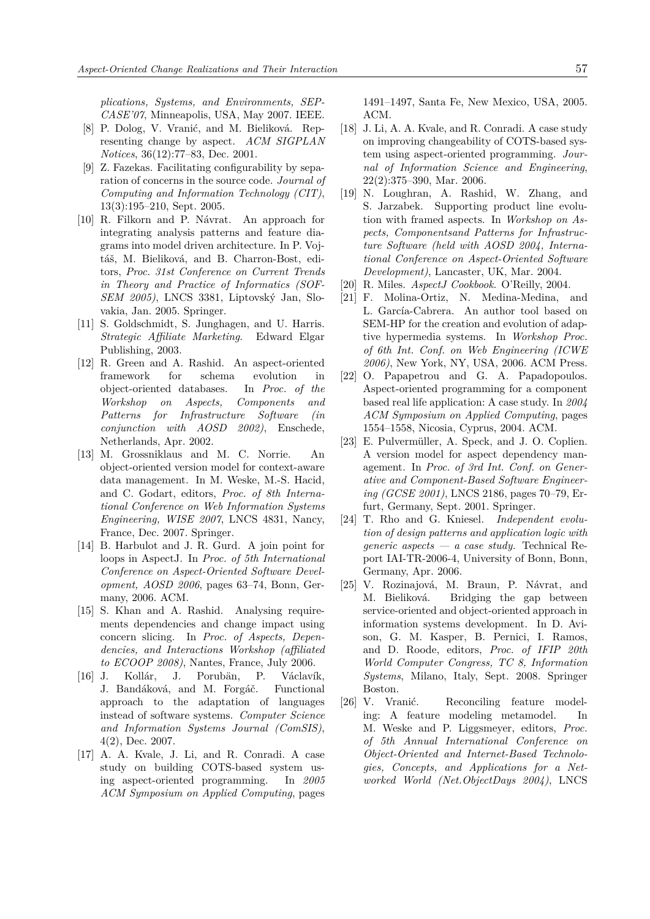*plications, Systems, and Environments, SEP-CASE'07*, Minneapolis, USA, May 2007. IEEE.

[8] P. Dolog, V. Vranić, and M. Bieliková. Representing change by aspect. *ACM SIGPLAN Notices*, 36(12):77–83, Dec. 2001.

[9] Z. Fazekas. Facilitating configurability by separation of concerns in the source code. *Journal of Computing and Information Technology (CIT)*, 13(3):195–210, Sept. 2005.

[10] R. Filkorn and P. Návrat. An approach for integrating analysis patterns and feature diagrams into model driven architecture. In P. Vojtáš, M. Bieliková, and B. Charron-Bost, editors, *Proc. 31st Conference on Current Trends in Theory and Practice of Informatics (SOFSEM 2005)*, LNCS 3381, Liptovský Jan, Slovakia, Jan. 2005. Springer.

[11] S. Goldschmidt, S. Junghagen, and U. Harris. *Strategic Affiliate Marketing*. Edward Elgar Publishing, 2003.

[12] R. Green and A. Rashid. An aspect-oriented framework for schema evolution in object-oriented databases. In *Proc. of the Workshop on Aspects, Components and Patterns for Infrastructure Software (in conjunction with AOSD 2002)*, Enschede, Netherlands, Apr. 2002.

[13] M. Grossniklaus and M. C. Norrie. An object-oriented version model for context-aware data management. In M. Weske, M.-S. Hacid, and C. Godart, editors, *Proc. of 8th International Conference on Web Information Systems Engineering, WISE 2007*, LNCS 4831, Nancy, France, Dec. 2007. Springer.

[14] B. Harbulot and J. R. Gurd. A join point for loops in AspectJ. In *Proc. of 5th International Conference on Aspect-Oriented Software Development, AOSD 2006*, pages 63–74, Bonn, Germany, 2006. ACM.

[15] S. Khan and A. Rashid. Analysing requirements dependencies and change impact using concern slicing. In *Proc. of Aspects, Dependencies, and Interactions Workshop (affiliated to ECOOP 2008)*, Nantes, France, July 2006.

[16] J. Kollár, J. Porubän, P. Václavík, J. Bandáková, and M. Forgáč. Functional approach to the adaptation of languages instead of software systems. *Computer Science and Information Systems Journal (ComSIS)*, 4(2), Dec. 2007.

[17] A. A. Kvale, J. Li, and R. Conradi. A case study on building COTS-based system using aspect-oriented programming. In *2005 ACM Symposium on Applied Computing*, pages 1491–1497, Santa Fe, New Mexico, USA, 2005. ACM.

[18] J. Li, A. A. Kvale, and R. Conradi. A case study on improving changeability of COTS-based system using aspect-oriented programming. *Journal of Information Science and Engineering*, 22(2):375–390, Mar. 2006.

[19] N. Loughran, A. Rashid, W. Zhang, and S. Jarzabek. Supporting product line evolution with framed aspects. In *Workshop on Aspects, Componentsand Patterns for Infrastructure Software (held with AOSD 2004, International Conference on Aspect-Oriented Software Development)*, Lancaster, UK, Mar. 2004.

[20] R. Miles. *AspectJ Cookbook*. O'Reilly, 2004.

[21] F. Molina-Ortiz, N. Medina-Medina, and L. García-Cabrera. An author tool based on SEM-HP for the creation and evolution of adaptive hypermedia systems. In *Workshop Proc. of 6th Int. Conf. on Web Engineering (ICWE 2006)*, New York, NY, USA, 2006. ACM Press.

[22] O. Papapetrou and G. A. Papadopoulos. Aspect-oriented programming for a component based real life application: A case study. In *2004 ACM Symposium on Applied Computing*, pages 1554–1558, Nicosia, Cyprus, 2004. ACM.

[23] E. Pulvermüller, A. Speck, and J. O. Coplien. A version model for aspect dependency management. In *Proc. of 3rd Int. Conf. on Generative and Component-Based Software Engineering (GCSE 2001)*, LNCS 2186, pages 70–79, Erfurt, Germany, Sept. 2001. Springer.

[24] T. Rho and G. Kniesel. *Independent evolution of design patterns and application logic with generic aspects — a case study*. Technical Report IAI-TR-2006-4, University of Bonn, Bonn, Germany, Apr. 2006.

[25] V. Rozinajová, M. Braun, P. Návrat, and M. Bieliková. Bridging the gap between service-oriented and object-oriented approach in information systems development. In D. Avison, G. M. Kasper, B. Pernici, I. Ramos, and D. Roode, editors, *Proc. of IFIP 20th World Computer Congress, TC 8, Information Systems*, Milano, Italy, Sept. 2008. Springer Boston.

[26] V. Vranić. Reconciling feature modeling: A feature modeling metamodel. In M. Weske and P. Liggsmeyer, editors, *Proc. of 5th Annual International Conference on Object-Oriented and Internet-Based Technologies, Concepts, and Applications for a Networked World (Net.ObjectDays 2004)*, LNCS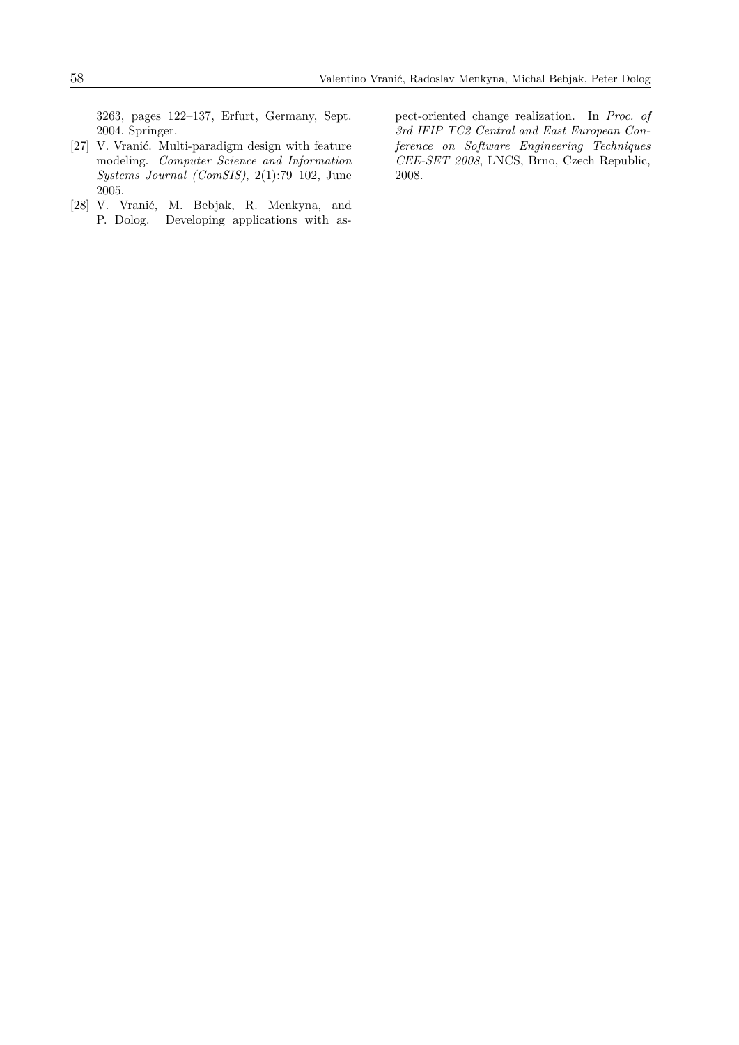3263, pages 122–137, Erfurt, Germany, Sept. 2004. Springer.

[27] V. Vranić. Multi-paradigm design with feature modeling. *Computer Science and Information Systems Journal (ComSIS)*, 2(1):79–102, June 2005.

[28] V. Vranić, M. Bebjak, R. Menkyna, and P. Dolog. Developing applications with aspect-oriented change realization. In *Proc. of 3rd IFIP TC2 Central and East European Conference on Software Engineering Techniques CEE-SET 2008*, LNCS, Brno, Czech Republic, 2008.